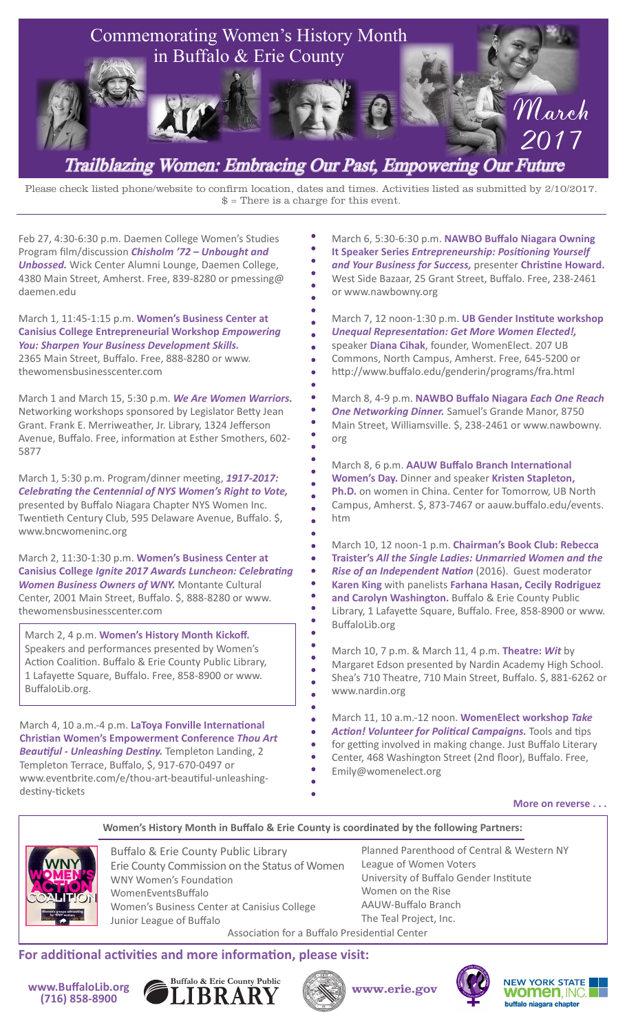# Commemorating Women's History Month in Buffalo & Erie County

## March 2017

## *Trailblazing Women: Embracing Our Past, Empowering Our Future*

Please check listed phone/website to confirm location, dates and times. Activities listed as submitted by 2/10/2017.
$ = There is a charge for this event.

Feb 27, 4:30-6:30 p.m. Daemen College Women's Studies Program film/discussion ***Chisholm '72 – Unbought and Unbossed.*** Wick Center Alumni Lounge, Daemen College, 4380 Main Street, Amherst. Free, 839-8280 or pmessing@daemen.edu

March 1, 11:45-1:15 p.m. **Women's Business Center at Canisius College Entrepreneurial Workshop *Empowering You: Sharpen Your Business Development Skills.*** 2365 Main Street, Buffalo. Free, 888-8280 or www.thewomensbusinesscenter.com

March 1 and March 15, 5:30 p.m. ***We Are Women Warriors.*** Networking workshops sponsored by Legislator Betty Jean Grant. Frank E. Merriweather, Jr. Library, 1324 Jefferson Avenue, Buffalo. Free, information at Esther Smothers, 602-5877

March 1, 5:30 p.m. Program/dinner meeting, ***1917-2017: Celebrating the Centennial of NYS Women's Right to Vote,*** presented by Buffalo Niagara Chapter NYS Women Inc. Twentieth Century Club, 595 Delaware Avenue, Buffalo. $, www.bncwomeninc.org

March 2, 11:30-1:30 p.m. **Women's Business Center at Canisius College *Ignite 2017 Awards Luncheon: Celebrating Women Business Owners of WNY.*** Montante Cultural Center, 2001 Main Street, Buffalo. $, 888-8280 or www.thewomensbusinesscenter.com

March 2, 4 p.m. **Women's History Month Kickoff.** Speakers and performances presented by Women's Action Coalition. Buffalo & Erie County Public Library, 1 Lafayette Square, Buffalo. Free, 858-8900 or www.BuffaloLib.org.

March 4, 10 a.m.-4 p.m. **LaToya Fonville International Christian Women's Empowerment Conference *Thou Art Beautiful - Unleashing Destiny.*** Templeton Landing, 2 Templeton Terrace, Buffalo, $, 917-670-0497 or www.eventbrite.com/e/thou-art-beautiful-unleashing-destiny-tickets

March 6, 5:30-6:30 p.m. **NAWBO Buffalo Niagara Owning It Speaker Series *Entrepreneurship: Positioning Yourself and Your Business for Success,*** presenter **Christine Howard.** West Side Bazaar, 25 Grant Street, Buffalo. Free, 238-2461 or www.nawbowny.org

March 7, 12 noon-1:30 p.m. **UB Gender Institute workshop *Unequal Representation: Get More Women Elected!,*** speaker **Diana Cihak**, founder, WomenElect. 207 UB Commons, North Campus, Amherst. Free, 645-5200 or http://www.buffalo.edu/genderin/programs/fra.html

March 8, 4-9 p.m. **NAWBO Buffalo Niagara *Each One Reach One Networking Dinner.*** Samuel's Grande Manor, 8750 Main Street, Williamsville. $, 238-2461 or www.nawbowny.org

March 8, 6 p.m. **AAUW Buffalo Branch International Women's Day.** Dinner and speaker **Kristen Stapleton, Ph.D.** on women in China. Center for Tomorrow, UB North Campus, Amherst. $, 873-7467 or aauw.buffalo.edu/events.htm

March 10, 12 noon-1 p.m. **Chairman's Book Club: Rebecca Traister's *All the Single Ladies: Unmarried Women and the Rise of an Independent Nation*** (2016). Guest moderator **Karen King** with panelists **Farhana Hasan, Cecily Rodriguez and Carolyn Washington.** Buffalo & Erie County Public Library, 1 Lafayette Square, Buffalo. Free, 858-8900 or www.BuffaloLib.org

March 10, 7 p.m. & March 11, 4 p.m. **Theatre: *Wit*** by Margaret Edson presented by Nardin Academy High School. Shea's 710 Theatre, 710 Main Street, Buffalo. $, 881-6262 or www.nardin.org

March 11, 10 a.m.-12 noon. **WomenElect workshop *Take Action! Volunteer for Political Campaigns.*** Tools and tips for getting involved in making change. Just Buffalo Literary Center, 468 Washington Street (2nd floor), Buffalo. Free, Emily@womenelect.org

**More on reverse . . .**

**Women's History Month in Buffalo & Erie County is coordinated by the following Partners:**

- Buffalo & Erie County Public Library
- Erie County Commission on the Status of Women
- WNY Women's Foundation
- WomenEventsBuffalo
- Women's Business Center at Canisius College
- Junior League of Buffalo
- Planned Parenthood of Central & Western NY
- League of Women Voters
- University of Buffalo Gender Institute
- Women on the Rise
- AAUW-Buffalo Branch
- The Teal Project, Inc.
- Association for a Buffalo Presidential Center

## For additional activities and more information, please visit:

**www.BuffaloLib.org (716) 858-8900** — Buffalo & Erie County Public Library — **www.erie.gov** — New York State Women, Inc. buffalo niagara chapter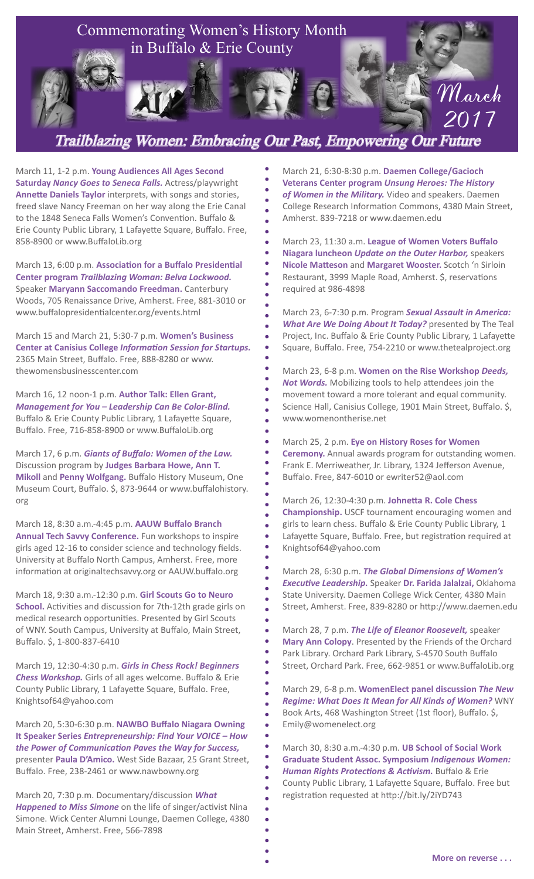# Commemorating Women's History Month in Buffalo & Erie County

March 2017

## *Trailblazing Women: Embracing Our Past, Empowering Our Future*

March 11, 1-2 p.m. **Young Audiences All Ages Second Saturday *Nancy Goes to Seneca Falls.*** Actress/playwright **Annette Daniels Taylor** interprets, with songs and stories, freed slave Nancy Freeman on her way along the Erie Canal to the 1848 Seneca Falls Women's Convention. Buffalo & Erie County Public Library, 1 Lafayette Square, Buffalo. Free, 858-8900 or www.BuffaloLib.org

March 13, 6:00 p.m. **Association for a Buffalo Presidential Center program *Trailblazing Woman: Belva Lockwood.*** Speaker **Maryann Saccomando Freedman.** Canterbury Woods, 705 Renaissance Drive, Amherst. Free, 881-3010 or www.buffalopresidentialcenter.org/events.html

March 15 and March 21, 5:30-7 p.m. **Women's Business Center at Canisius College *Information Session for Startups.*** 2365 Main Street, Buffalo. Free, 888-8280 or www.thewomensbusinesscenter.com

March 16, 12 noon-1 p.m. **Author Talk: Ellen Grant, *Management for You – Leadership Can Be Color-Blind.*** Buffalo & Erie County Public Library, 1 Lafayette Square, Buffalo. Free, 716-858-8900 or www.BuffaloLib.org

March 17, 6 p.m. ***Giants of Buffalo: Women of the Law.*** Discussion program by **Judges Barbara Howe, Ann T. Mikoll** and **Penny Wolfgang.** Buffalo History Museum, One Museum Court, Buffalo. $, 873-9644 or www.buffalohistory.org

March 18, 8:30 a.m.-4:45 p.m. **AAUW Buffalo Branch Annual Tech Savvy Conference.** Fun workshops to inspire girls aged 12-16 to consider science and technology fields. University at Buffalo North Campus, Amherst. Free, more information at originaltechsavvy.org or AAUW.buffalo.org

March 18, 9:30 a.m.-12:30 p.m. **Girl Scouts Go to Neuro School.** Activities and discussion for 7th-12th grade girls on medical research opportunities. Presented by Girl Scouts of WNY. South Campus, University at Buffalo, Main Street, Buffalo. $, 1-800-837-6410

March 19, 12:30-4:30 p.m. ***Girls in Chess Rock! Beginners Chess Workshop.*** Girls of all ages welcome. Buffalo & Erie County Public Library, 1 Lafayette Square, Buffalo. Free, Knightsof64@yahoo.com

March 20, 5:30-6:30 p.m. **NAWBO Buffalo Niagara Owning It Speaker Series *Entrepreneurship: Find Your VOICE – How the Power of Communication Paves the Way for Success,*** presenter **Paula D'Amico.** West Side Bazaar, 25 Grant Street, Buffalo. Free, 238-2461 or www.nawbowny.org

March 20, 7:30 p.m. Documentary/discussion ***What Happened to Miss Simone*** on the life of singer/activist Nina Simone. Wick Center Alumni Lounge, Daemen College, 4380 Main Street, Amherst. Free, 566-7898

March 21, 6:30-8:30 p.m. **Daemen College/Gacioch Veterans Center program *Unsung Heroes: The History of Women in the Military.*** Video and speakers. Daemen College Research Information Commons, 4380 Main Street, Amherst. 839-7218 or www.daemen.edu

March 23, 11:30 a.m. **League of Women Voters Buffalo Niagara luncheon *Update on the Outer Harbor,*** speakers **Nicole Matteson** and **Margaret Wooster.** Scotch 'n Sirloin Restaurant, 3999 Maple Road, Amherst. $, reservations required at 986-4898

March 23, 6-7:30 p.m. Program ***Sexual Assault in America: What Are We Doing About It Today?*** presented by The Teal Project, Inc. Buffalo & Erie County Public Library, 1 Lafayette Square, Buffalo. Free, 754-2210 or www.thetealproject.org

March 23, 6-8 p.m. **Women on the Rise Workshop *Deeds, Not Words.*** Mobilizing tools to help attendees join the movement toward a more tolerant and equal community. Science Hall, Canisius College, 1901 Main Street, Buffalo. $, www.womenontherise.net

March 25, 2 p.m. **Eye on History Roses for Women Ceremony.** Annual awards program for outstanding women. Frank E. Merriweather, Jr. Library, 1324 Jefferson Avenue, Buffalo. Free, 847-6010 or ewriter52@aol.com

March 26, 12:30-4:30 p.m. **Johnetta R. Cole Chess Championship.** USCF tournament encouraging women and girls to learn chess. Buffalo & Erie County Public Library, 1 Lafayette Square, Buffalo. Free, but registration required at Knightsof64@yahoo.com

March 28, 6:30 p.m. ***The Global Dimensions of Women's Executive Leadership.*** Speaker **Dr. Farida Jalalzai,** Oklahoma State University. Daemen College Wick Center, 4380 Main Street, Amherst. Free, 839-8280 or http://www.daemen.edu

March 28, 7 p.m. ***The Life of Eleanor Roosevelt,*** speaker **Mary Ann Colopy**. Presented by the Friends of the Orchard Park Library. Orchard Park Library, S-4570 South Buffalo Street, Orchard Park. Free, 662-9851 or www.BuffaloLib.org

March 29, 6-8 p.m. **WomenElect panel discussion *The New Regime: What Does It Mean for All Kinds of Women?*** WNY Book Arts, 468 Washington Street (1st floor), Buffalo. $, Emily@womenelect.org

March 30, 8:30 a.m.-4:30 p.m. **UB School of Social Work Graduate Student Assoc. Symposium *Indigenous Women: Human Rights Protections & Activism.*** Buffalo & Erie County Public Library, 1 Lafayette Square, Buffalo. Free but registration requested at http://bit.ly/2iYD743

**More on reverse . . .**